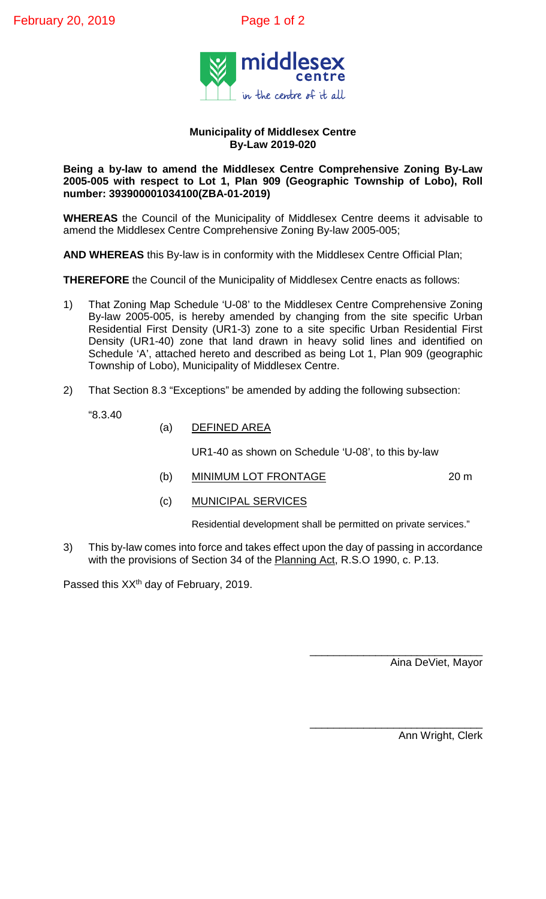**Municipality of Middlesex Centre**
**By-Law 2019-020**

**Being a by-law to amend the Middlesex Centre Comprehensive Zoning By-Law 2005-005 with respect to Lot 1, Plan 909 (Geographic Township of Lobo), Roll number: 393900001034100(ZBA-01-2019)**

**WHEREAS** the Council of the Municipality of Middlesex Centre deems it advisable to amend the Middlesex Centre Comprehensive Zoning By-law 2005-005;

**AND WHEREAS** this By-law is in conformity with the Middlesex Centre Official Plan;

**THEREFORE** the Council of the Municipality of Middlesex Centre enacts as follows:

1) That Zoning Map Schedule 'U-08' to the Middlesex Centre Comprehensive Zoning By-law 2005-005, is hereby amended by changing from the site specific Urban Residential First Density (UR1-3) zone to a site specific Urban Residential First Density (UR1-40) zone that land drawn in heavy solid lines and identified on Schedule 'A', attached hereto and described as being Lot 1, Plan 909 (geographic Township of Lobo), Municipality of Middlesex Centre.

2) That Section 8.3 "Exceptions" be amended by adding the following subsection:

"8.3.40

(a) DEFINED AREA

UR1-40 as shown on Schedule 'U-08', to this by-law

(b) MINIMUM LOT FRONTAGE 20 m

(c) MUNICIPAL SERVICES

Residential development shall be permitted on private services."

3) This by-law comes into force and takes effect upon the day of passing in accordance with the provisions of Section 34 of the Planning Act, R.S.O 1990, c. P.13.

Passed this XX[th] day of February, 2019.

_____________________________
Aina DeViet, Mayor

_____________________________
Ann Wright, Clerk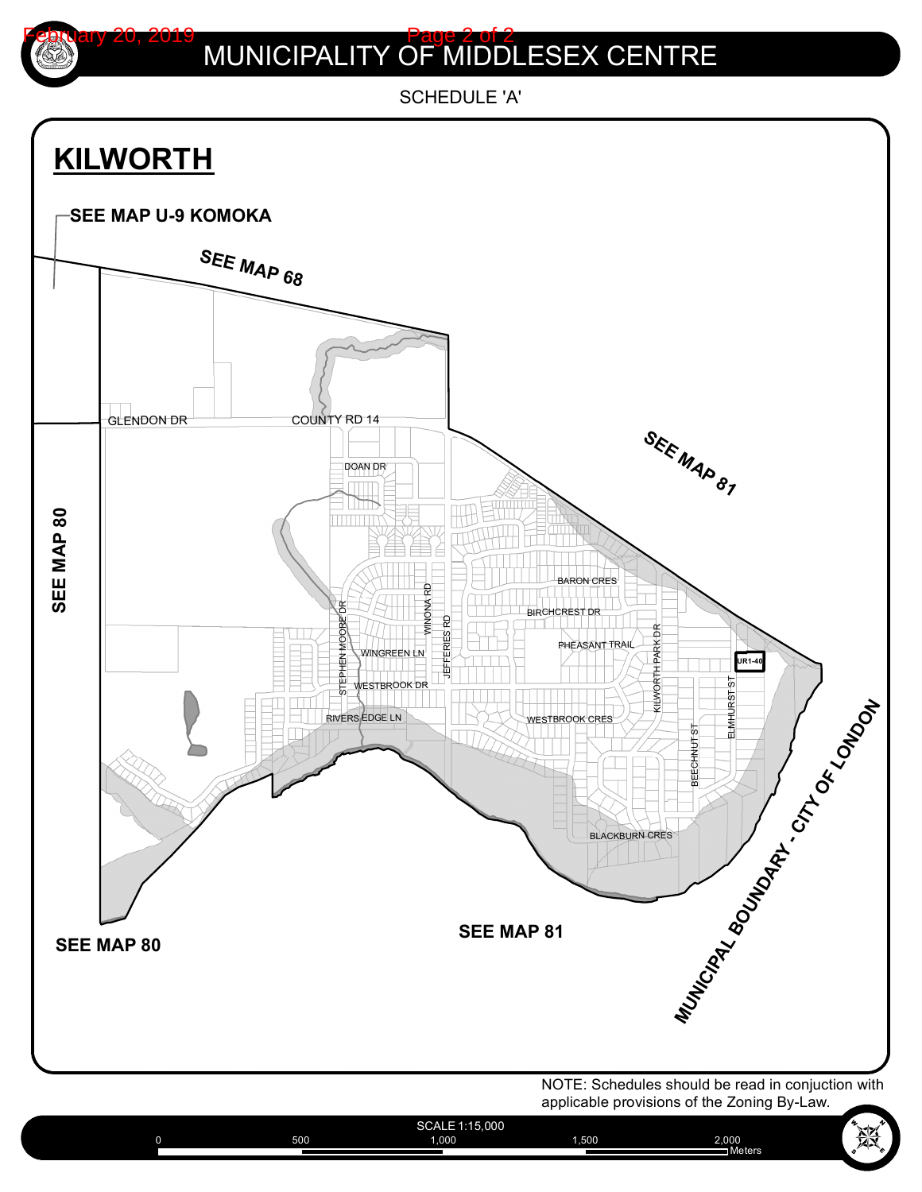# MUNICIPALITY OF MIDDLESEX CENTRE

SCHEDULE 'A'

## KILWORTH

SEE MAP U-9 KOMOKA

SEE MAP 68

SEE MAP 81

SEE MAP 80

GLENDON DR

COUNTY RD 14

DOAN DR

BARON CRES

BIRCHCREST DR

PHEASANT TRAIL

WINONA RD

JEFFERIES RD

STEPHEN MOORE DR

WINGREEN LN

WESTBROOK DR

RIVERS EDGE LN

WESTBROOK CRES

KILWORTH PARK DR

BEECHNUT ST

ELMHURST ST

UR1-40

BLACKBURN CRES

MUNICIPAL BOUNDARY - CITY OF LONDON

SEE MAP 80

SEE MAP 81

NOTE: Schedules should be read in conjuction with applicable provisions of the Zoning By-Law.

SCALE 1:15,000

0 500 1,000 1,500 2,000 Meters